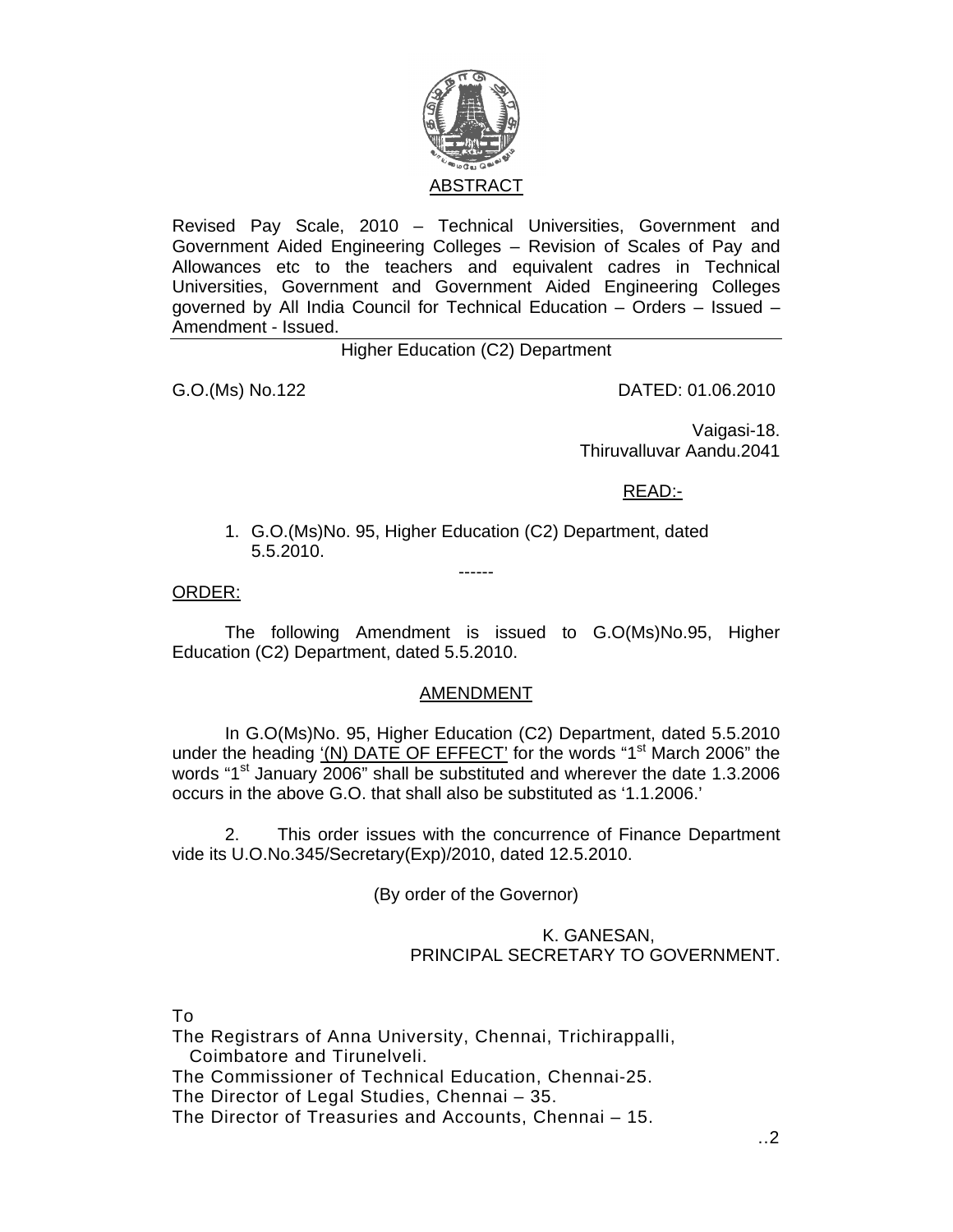## ABSTRACT

Revised Pay Scale, 2010 – Technical Universities, Government and Government Aided Engineering Colleges – Revision of Scales of Pay and Allowances etc to the teachers and equivalent cadres in Technical Universities, Government and Government Aided Engineering Colleges governed by All India Council for Technical Education – Orders – Issued – Amendment - Issued.

Higher Education (C2) Department

G.O.(Ms) No.122 DATED: 01.06.2010

Vaigasi-18.
Thiruvalluvar Aandu.2041

READ:-

1. G.O.(Ms)No. 95, Higher Education (C2) Department, dated 5.5.2010.

------

ORDER:

The following Amendment is issued to G.O(Ms)No.95, Higher Education (C2) Department, dated 5.5.2010.

### AMENDMENT

In G.O(Ms)No. 95, Higher Education (C2) Department, dated 5.5.2010 under the heading '(N) DATE OF EFFECT' for the words "1st March 2006" the words "1st January 2006" shall be substituted and wherever the date 1.3.2006 occurs in the above G.O. that shall also be substituted as '1.1.2006.'

2. This order issues with the concurrence of Finance Department vide its U.O.No.345/Secretary(Exp)/2010, dated 12.5.2010.

(By order of the Governor)

K. GANESAN,
PRINCIPAL SECRETARY TO GOVERNMENT.

To

The Registrars of Anna University, Chennai, Trichirappalli, Coimbatore and Tirunelveli.
The Commissioner of Technical Education, Chennai-25.
The Director of Legal Studies, Chennai – 35.
The Director of Treasuries and Accounts, Chennai – 15.

..2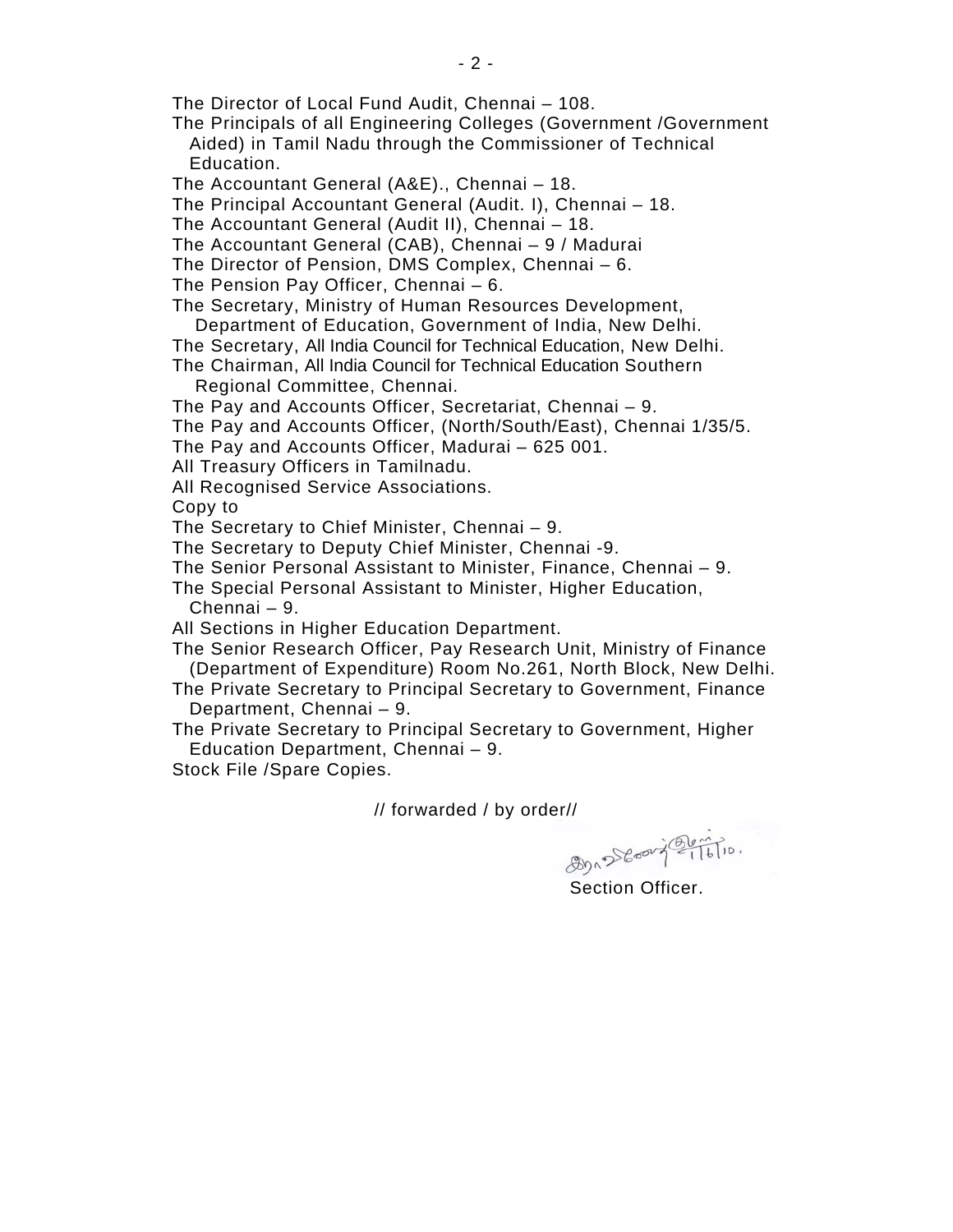The Director of Local Fund Audit, Chennai – 108.
The Principals of all Engineering Colleges (Government /Government Aided) in Tamil Nadu through the Commissioner of Technical Education.
The Accountant General (A&E)., Chennai – 18.
The Principal Accountant General (Audit. I), Chennai – 18.
The Accountant General (Audit II), Chennai – 18.
The Accountant General (CAB), Chennai – 9 / Madurai
The Director of Pension, DMS Complex, Chennai – 6.
The Pension Pay Officer, Chennai – 6.
The Secretary, Ministry of Human Resources Development, Department of Education, Government of India, New Delhi.
The Secretary, All India Council for Technical Education, New Delhi.
The Chairman, All India Council for Technical Education Southern Regional Committee, Chennai.
The Pay and Accounts Officer, Secretariat, Chennai – 9.
The Pay and Accounts Officer, (North/South/East), Chennai 1/35/5.
The Pay and Accounts Officer, Madurai – 625 001.
All Treasury Officers in Tamilnadu.
All Recognised Service Associations.

Copy to

The Secretary to Chief Minister, Chennai – 9.
The Secretary to Deputy Chief Minister, Chennai -9.
The Senior Personal Assistant to Minister, Finance, Chennai – 9.
The Special Personal Assistant to Minister, Higher Education, Chennai – 9.
All Sections in Higher Education Department.
The Senior Research Officer, Pay Research Unit, Ministry of Finance (Department of Expenditure) Room No.261, North Block, New Delhi.
The Private Secretary to Principal Secretary to Government, Finance Department, Chennai – 9.
The Private Secretary to Principal Secretary to Government, Higher Education Department, Chennai – 9.
Stock File /Spare Copies.

// forwarded / by order//

1/6/10.

Section Officer.